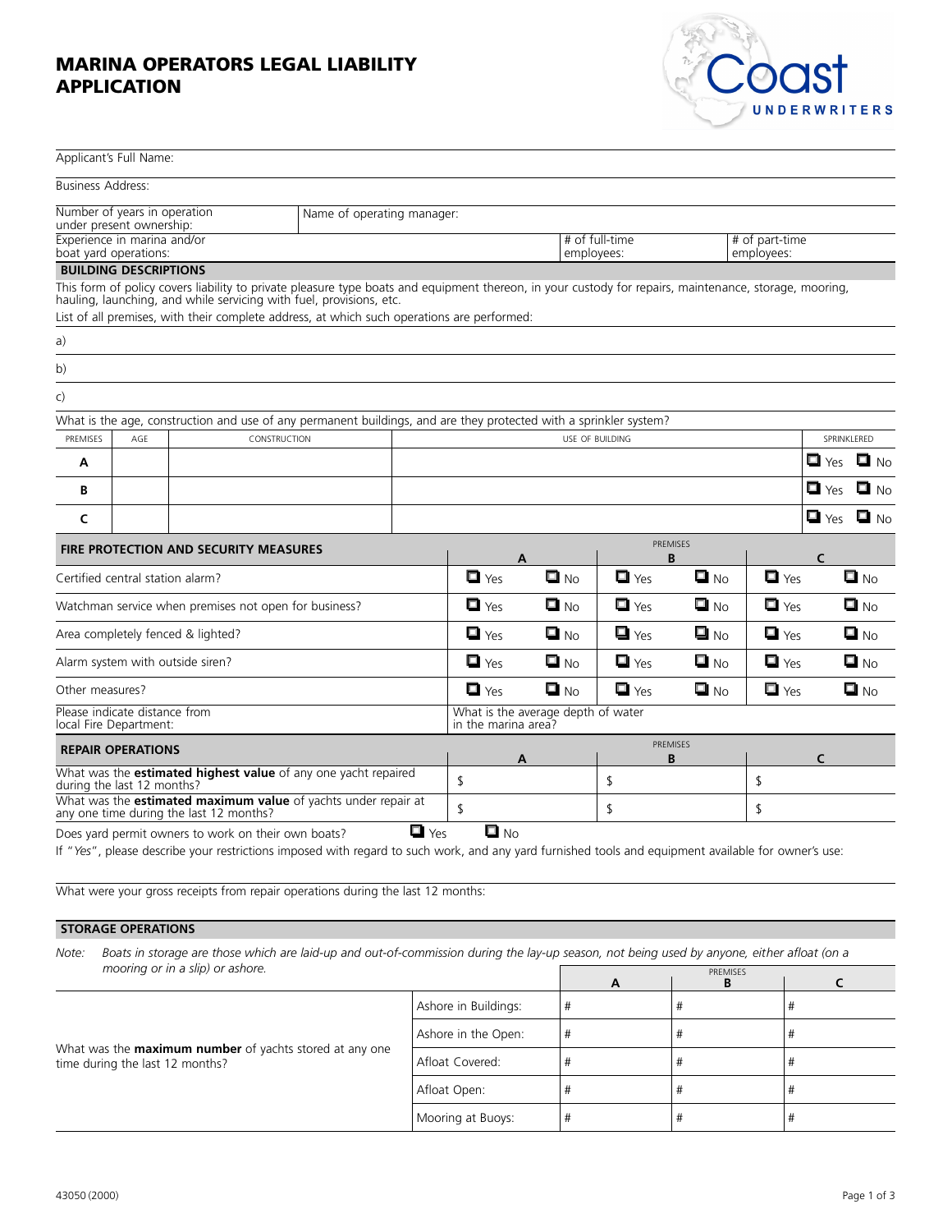# MARINA OPERATORS LEGAL LIABILITY APPLICATION

Coast UNDERWRITERS

Applicant's Full Name:

Business Address:

| Number of years in operation under present ownership: | Name of operating manager: | | |
|---|---|---|---|
| Experience in marina and/or boat yard operations: | | # of full-time employees: | # of part-time employees: |

## BUILDING DESCRIPTIONS

This form of policy covers liability to private pleasure type boats and equipment thereon, in your custody for repairs, maintenance, storage, mooring, hauling, launching, and while servicing with fuel, provisions, etc.

List of all premises, with their complete address, at which such operations are performed:

a)

b)

c)

What is the age, construction and use of any permanent buildings, and are they protected with a sprinkler system?

| PREMISES | AGE | CONSTRUCTION | USE OF BUILDING | SPRINKLERED |
|---|---|---|---|---|
| A | | | | ☐ Yes ☐ No |
| B | | | | ☐ Yes ☐ No |
| C | | | | ☐ Yes ☐ No |

## FIRE PROTECTION AND SECURITY MEASURES

| | PREMISES A | | PREMISES B | | PREMISES C | |
|---|---|---|---|---|---|---|
| Certified central station alarm? | ☐ Yes | ☐ No | ☐ Yes | ☐ No | ☐ Yes | ☐ No |
| Watchman service when premises not open for business? | ☐ Yes | ☐ No | ☐ Yes | ☐ No | ☐ Yes | ☐ No |
| Area completely fenced & lighted? | ☐ Yes | ☐ No | ☐ Yes | ☐ No | ☐ Yes | ☐ No |
| Alarm system with outside siren? | ☐ Yes | ☐ No | ☐ Yes | ☐ No | ☐ Yes | ☐ No |
| Other measures? | ☐ Yes | ☐ No | ☐ Yes | ☐ No | ☐ Yes | ☐ No |

Please indicate distance from local Fire Department:

What is the average depth of water in the marina area?

## REPAIR OPERATIONS

| | PREMISES A | PREMISES B | PREMISES C |
|---|---|---|---|
| What was the **estimated highest value** of any one yacht repaired during the last 12 months? | $ | $ | $ |
| What was the **estimated maximum value** of yachts under repair at any one time during the last 12 months? | $ | $ | $ |

Does yard permit owners to work on their own boats? ☐ Yes ☐ No

If "*Yes*", please describe your restrictions imposed with regard to such work, and any yard furnished tools and equipment available for owner's use:

What were your gross receipts from repair operations during the last 12 months:

## STORAGE OPERATIONS

*Note: Boats in storage are those which are laid-up and out-of-commission during the lay-up season, not being used by anyone, either afloat (on a mooring or in a slip) or ashore.*

| | | PREMISES A | PREMISES B | PREMISES C |
|---|---|---|---|---|
| What was the **maximum number** of yachts stored at any one time during the last 12 months? | Ashore in Buildings: | # | # | # |
| | Ashore in the Open: | # | # | # |
| | Afloat Covered: | # | # | # |
| | Afloat Open: | # | # | # |
| | Mooring at Buoys: | # | # | # |

43050 (2000)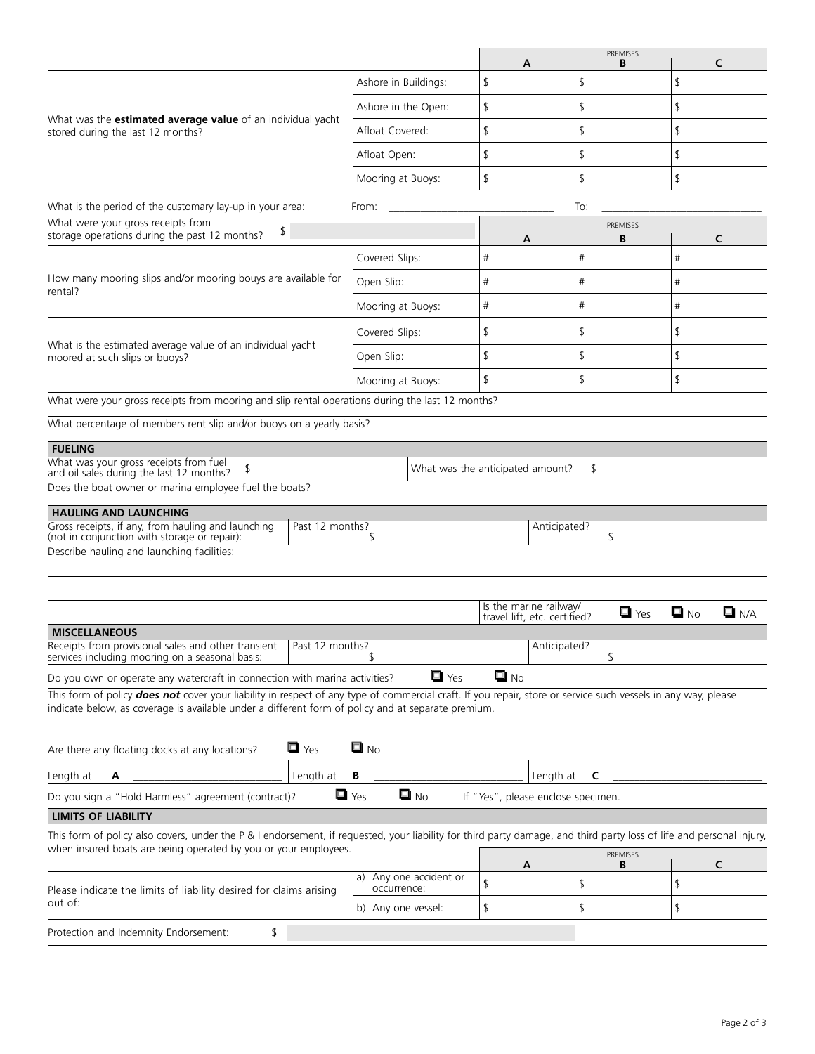| | | PREMISES A | PREMISES B | PREMISES C |
|---|---|---|---|---|
| What was the **estimated average value** of an individual yacht stored during the last 12 months? | Ashore in Buildings: | $ | $ | $ |
| | Ashore in the Open: | $ | $ | $ |
| | Afloat Covered: | $ | $ | $ |
| | Afloat Open: | $ | $ | $ |
| | Mooring at Buoys: | $ | $ | $ |

What is the period of the customary lay-up in your area: From: ______________________ To: ______________________

What were your gross receipts from storage operations during the past 12 months? $

| | | PREMISES A | PREMISES B | PREMISES C |
|---|---|---|---|---|
| How many mooring slips and/or mooring bouys are available for rental? | Covered Slips: | # | # | # |
| | Open Slip: | # | # | # |
| | Mooring at Buoys: | # | # | # |
| What is the estimated average value of an individual yacht moored at such slips or buoys? | Covered Slips: | $ | $ | $ |
| | Open Slip: | $ | $ | $ |
| | Mooring at Buoys: | $ | $ | $ |

What were your gross receipts from mooring and slip rental operations during the last 12 months?

What percentage of members rent slip and/or buoys on a yearly basis?

## FUELING

What was your gross receipts from fuel and oil sales during the last 12 months? $ What was the anticipated amount? $

Does the boat owner or marina employee fuel the boats?

## HAULING AND LAUNCHING

Gross receipts, if any, from hauling and launching (not in conjunction with storage or repair): Past 12 months? $ Anticipated? $

Describe hauling and launching facilities:

Is the marine railway/ travel lift, etc. certified? ❑ Yes ❑ No ❑ N/A

## MISCELLANEOUS

Receipts from provisional sales and other transient services including mooring on a seasonal basis: Past 12 months? $ Anticipated? $

Do you own or operate any watercraft in connection with marina activities? ❑ Yes ❑ No

This form of policy ***does not*** cover your liability in respect of any type of commercial craft. If you repair, store or service such vessels in any way, please indicate below, as coverage is available under a different form of policy and at separate premium.

Are there any floating docks at any locations? ❑ Yes ❑ No

Length at **A** ______________________ Length at **B** ______________________ Length at **C** ______________________

Do you sign a "Hold Harmless" agreement (contract)? ❑ Yes ❑ No If "*Yes*", please enclose specimen.

## LIMITS OF LIABILITY

This form of policy also covers, under the P & I endorsement, if requested, your liability for third party damage, and third party loss of life and personal injury, when insured boats are being operated by you or your employees.

| | | PREMISES A | PREMISES B | PREMISES C |
|---|---|---|---|---|
| Please indicate the limits of liability desired for claims arising out of: | a) Any one accident or occurrence: | $ | $ | $ |
| | b) Any one vessel: | $ | $ | $ |

Protection and Indemnity Endorsement: $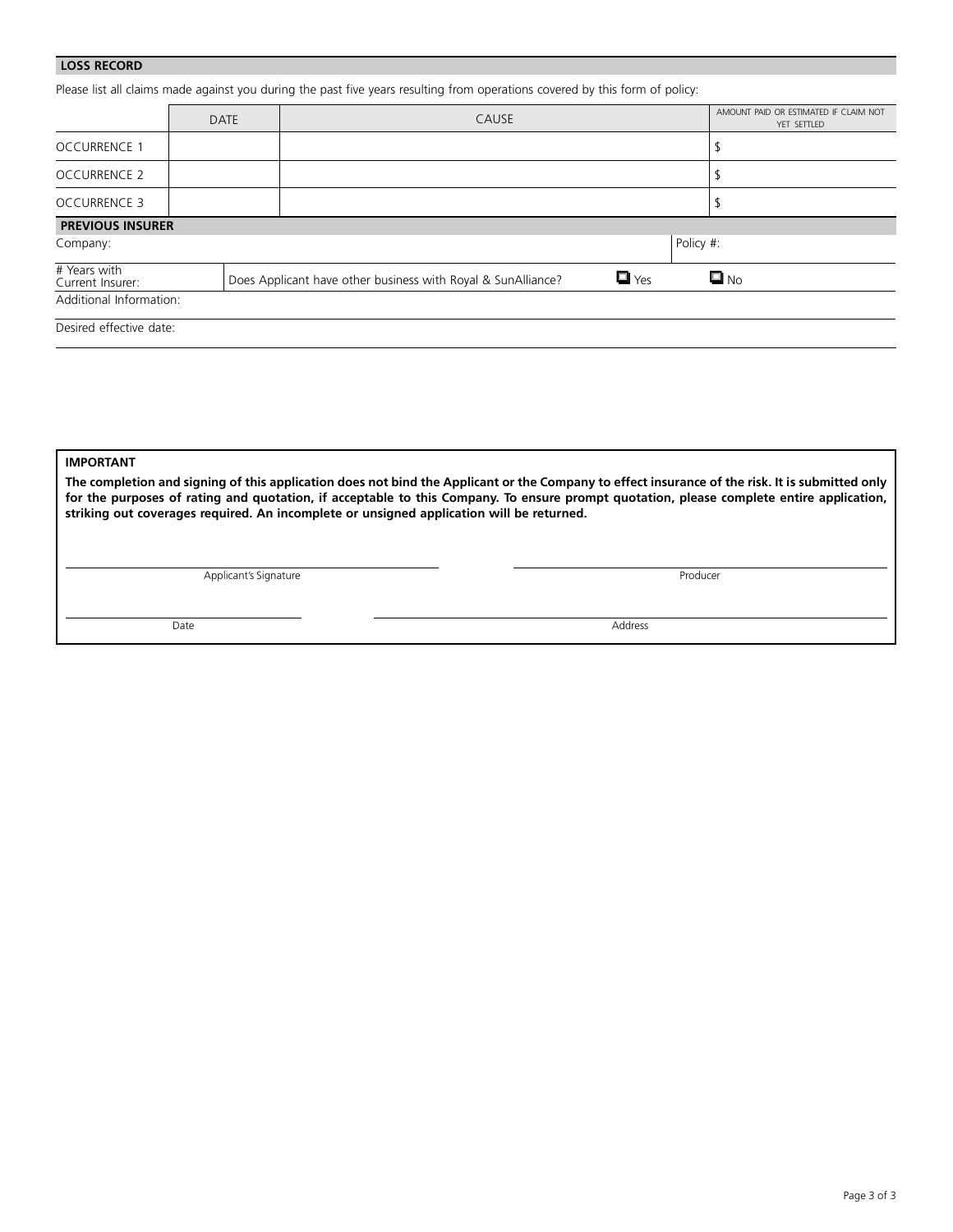## LOSS RECORD

Please list all claims made against you during the past five years resulting from operations covered by this form of policy:

| | DATE | CAUSE | AMOUNT PAID OR ESTIMATED IF CLAIM NOT YET SETTLED |
|---|---|---|---|
| OCCURRENCE 1 | | | $ |
| OCCURRENCE 2 | | | $ |
| OCCURRENCE 3 | | | $ |

## PREVIOUS INSURER

| | | | |
|---|---|---|---|
| Company: | | | Policy #: |
| # Years with Current Insurer: | Does Applicant have other business with Royal & SunAlliance? | ☐ Yes | ☐ No |
| Additional Information: | | | |
| Desired effective date: | | | |

**IMPORTANT**

**The completion and signing of this application does not bind the Applicant or the Company to effect insurance of the risk. It is submitted only for the purposes of rating and quotation, if acceptable to this Company. To ensure prompt quotation, please complete entire application, striking out coverages required. An incomplete or unsigned application will be returned.**

Applicant's Signature

Producer

Date

Address